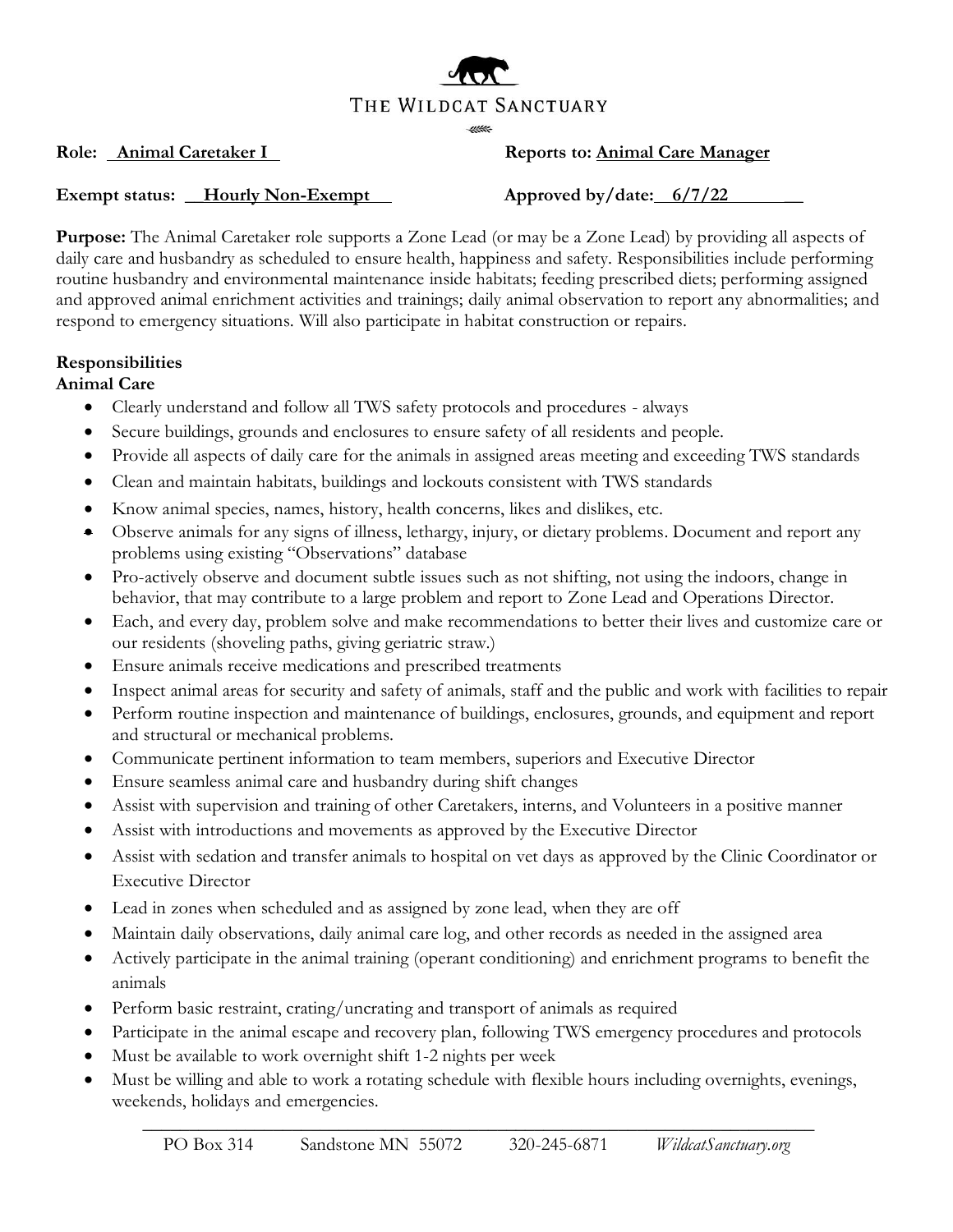# THE WILDCAT SANCTUARY

**Role:** **Animal Caretaker I** **Reports to:** **Animal Care Manager**

**Exempt status:** **Hourly Non-Exempt** **Approved by/date:** **6/7/22**

**Purpose:** The Animal Caretaker role supports a Zone Lead (or may be a Zone Lead) by providing all aspects of daily care and husbandry as scheduled to ensure health, happiness and safety. Responsibilities include performing routine husbandry and environmental maintenance inside habitats; feeding prescribed diets; performing assigned and approved animal enrichment activities and trainings; daily animal observation to report any abnormalities; and respond to emergency situations. Will also participate in habitat construction or repairs.

**Responsibilities**

**Animal Care**

- Clearly understand and follow all TWS safety protocols and procedures - always
- Secure buildings, grounds and enclosures to ensure safety of all residents and people.
- Provide all aspects of daily care for the animals in assigned areas meeting and exceeding TWS standards
- Clean and maintain habitats, buildings and lockouts consistent with TWS standards
- Know animal species, names, history, health concerns, likes and dislikes, etc.
- Observe animals for any signs of illness, lethargy, injury, or dietary problems. Document and report any problems using existing "Observations" database
- Pro-actively observe and document subtle issues such as not shifting, not using the indoors, change in behavior, that may contribute to a large problem and report to Zone Lead and Operations Director.
- Each, and every day, problem solve and make recommendations to better their lives and customize care or our residents (shoveling paths, giving geriatric straw.)
- Ensure animals receive medications and prescribed treatments
- Inspect animal areas for security and safety of animals, staff and the public and work with facilities to repair
- Perform routine inspection and maintenance of buildings, enclosures, grounds, and equipment and report and structural or mechanical problems.
- Communicate pertinent information to team members, superiors and Executive Director
- Ensure seamless animal care and husbandry during shift changes
- Assist with supervision and training of other Caretakers, interns, and Volunteers in a positive manner
- Assist with introductions and movements as approved by the Executive Director
- Assist with sedation and transfer animals to hospital on vet days as approved by the Clinic Coordinator or Executive Director
- Lead in zones when scheduled and as assigned by zone lead, when they are off
- Maintain daily observations, daily animal care log, and other records as needed in the assigned area
- Actively participate in the animal training (operant conditioning) and enrichment programs to benefit the animals
- Perform basic restraint, crating/uncrating and transport of animals as required
- Participate in the animal escape and recovery plan, following TWS emergency procedures and protocols
- Must be available to work overnight shift 1-2 nights per week
- Must be willing and able to work a rotating schedule with flexible hours including overnights, evenings, weekends, holidays and emergencies.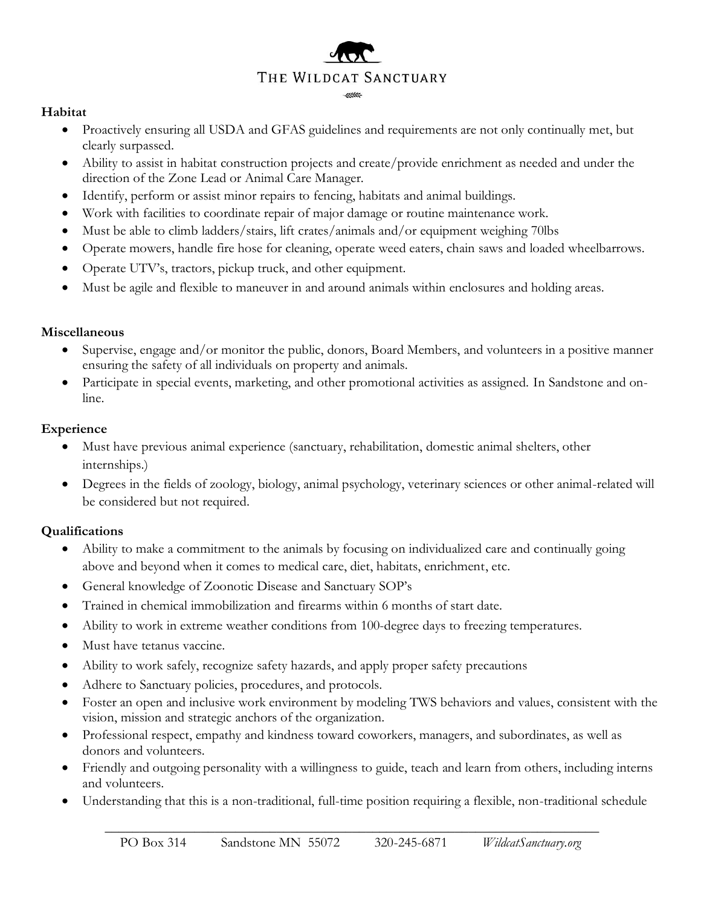**Habitat**

- Proactively ensuring all USDA and GFAS guidelines and requirements are not only continually met, but clearly surpassed.
- Ability to assist in habitat construction projects and create/provide enrichment as needed and under the direction of the Zone Lead or Animal Care Manager.
- Identify, perform or assist minor repairs to fencing, habitats and animal buildings.
- Work with facilities to coordinate repair of major damage or routine maintenance work.
- Must be able to climb ladders/stairs, lift crates/animals and/or equipment weighing 70lbs
- Operate mowers, handle fire hose for cleaning, operate weed eaters, chain saws and loaded wheelbarrows.
- Operate UTV's, tractors, pickup truck, and other equipment.
- Must be agile and flexible to maneuver in and around animals within enclosures and holding areas.

**Miscellaneous**

- Supervise, engage and/or monitor the public, donors, Board Members, and volunteers in a positive manner ensuring the safety of all individuals on property and animals.
- Participate in special events, marketing, and other promotional activities as assigned. In Sandstone and on-line.

**Experience**

- Must have previous animal experience (sanctuary, rehabilitation, domestic animal shelters, other internships.)
- Degrees in the fields of zoology, biology, animal psychology, veterinary sciences or other animal-related will be considered but not required.

**Qualifications**

- Ability to make a commitment to the animals by focusing on individualized care and continually going above and beyond when it comes to medical care, diet, habitats, enrichment, etc.
- General knowledge of Zoonotic Disease and Sanctuary SOP's
- Trained in chemical immobilization and firearms within 6 months of start date.
- Ability to work in extreme weather conditions from 100-degree days to freezing temperatures.
- Must have tetanus vaccine.
- Ability to work safely, recognize safety hazards, and apply proper safety precautions
- Adhere to Sanctuary policies, procedures, and protocols.
- Foster an open and inclusive work environment by modeling TWS behaviors and values, consistent with the vision, mission and strategic anchors of the organization.
- Professional respect, empathy and kindness toward coworkers, managers, and subordinates, as well as donors and volunteers.
- Friendly and outgoing personality with a willingness to guide, teach and learn from others, including interns and volunteers.
- Understanding that this is a non-traditional, full-time position requiring a flexible, non-traditional schedule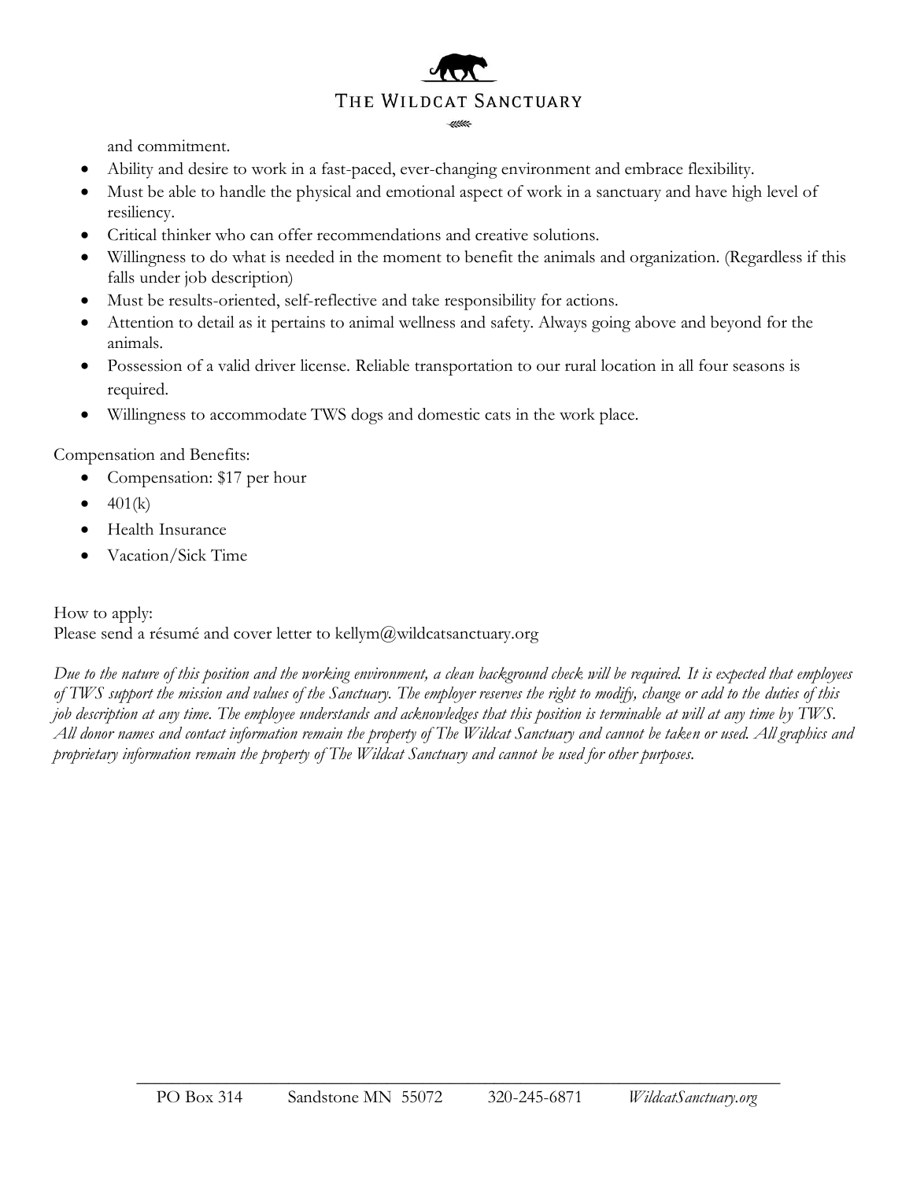and commitment.

- Ability and desire to work in a fast-paced, ever-changing environment and embrace flexibility.
- Must be able to handle the physical and emotional aspect of work in a sanctuary and have high level of resiliency.
- Critical thinker who can offer recommendations and creative solutions.
- Willingness to do what is needed in the moment to benefit the animals and organization. (Regardless if this falls under job description)
- Must be results-oriented, self-reflective and take responsibility for actions.
- Attention to detail as it pertains to animal wellness and safety. Always going above and beyond for the animals.
- Possession of a valid driver license. Reliable transportation to our rural location in all four seasons is required.
- Willingness to accommodate TWS dogs and domestic cats in the work place.

Compensation and Benefits:

- Compensation: $17 per hour
- 401(k)
- Health Insurance
- Vacation/Sick Time

How to apply:
Please send a résumé and cover letter to kellym@wildcatsanctuary.org

*Due to the nature of this position and the working environment, a clean background check will be required. It is expected that employees of TWS support the mission and values of the Sanctuary. The employer reserves the right to modify, change or add to the duties of this job description at any time. The employee understands and acknowledges that this position is terminable at will at any time by TWS. All donor names and contact information remain the property of The Wildcat Sanctuary and cannot be taken or used. All graphics and proprietary information remain the property of The Wildcat Sanctuary and cannot be used for other purposes.*